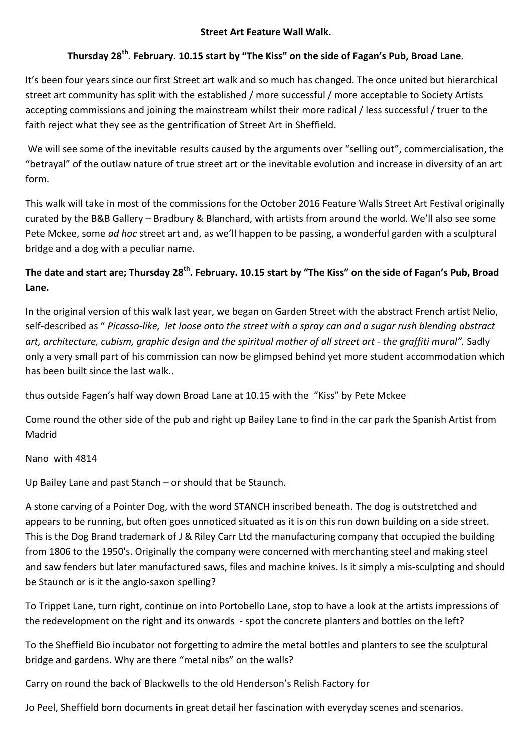**Street Art Feature Wall Walk.**

**Thursday 28th. February. 10.15 start by "The Kiss" on the side of Fagan's Pub, Broad Lane.**

It's been four years since our first Street art walk and so much has changed. The once united but hierarchical street art community has split with the established / more successful / more acceptable to Society Artists accepting commissions and joining the mainstream whilst their more radical / less successful / truer to the faith reject what they see as the gentrification of Street Art in Sheffield.

We will see some of the inevitable results caused by the arguments over "selling out", commercialisation, the "betrayal" of the outlaw nature of true street art or the inevitable evolution and increase in diversity of an art form.

This walk will take in most of the commissions for the October 2016 Feature Walls Street Art Festival originally curated by the B&B Gallery – Bradbury & Blanchard, with artists from around the world. We'll also see some Pete Mckee, some *ad hoc* street art and, as we'll happen to be passing, a wonderful garden with a sculptural bridge and a dog with a peculiar name.

**The date and start are; Thursday 28th. February. 10.15 start by "The Kiss" on the side of Fagan's Pub, Broad Lane.**

In the original version of this walk last year, we began on Garden Street with the abstract French artist Nelio, self-described as " *Picasso-like, let loose onto the street with a spray can and a sugar rush blending abstract art, architecture, cubism, graphic design and the spiritual mother of all street art - the graffiti mural".* Sadly only a very small part of his commission can now be glimpsed behind yet more student accommodation which has been built since the last walk..

thus outside Fagen's half way down Broad Lane at 10.15 with the "Kiss" by Pete Mckee

Come round the other side of the pub and right up Bailey Lane to find in the car park the Spanish Artist from Madrid

Nano with 4814

Up Bailey Lane and past Stanch – or should that be Staunch.

A stone carving of a Pointer Dog, with the word STANCH inscribed beneath. The dog is outstretched and appears to be running, but often goes unnoticed situated as it is on this run down building on a side street. This is the Dog Brand trademark of J & Riley Carr Ltd the manufacturing company that occupied the building from 1806 to the 1950's. Originally the company were concerned with merchanting steel and making steel and saw fenders but later manufactured saws, files and machine knives. Is it simply a mis-sculpting and should be Staunch or is it the anglo-saxon spelling?

To Trippet Lane, turn right, continue on into Portobello Lane, stop to have a look at the artists impressions of the redevelopment on the right and its onwards - spot the concrete planters and bottles on the left?

To the Sheffield Bio incubator not forgetting to admire the metal bottles and planters to see the sculptural bridge and gardens. Why are there "metal nibs" on the walls?

Carry on round the back of Blackwells to the old Henderson's Relish Factory for

Jo Peel, Sheffield born documents in great detail her fascination with everyday scenes and scenarios.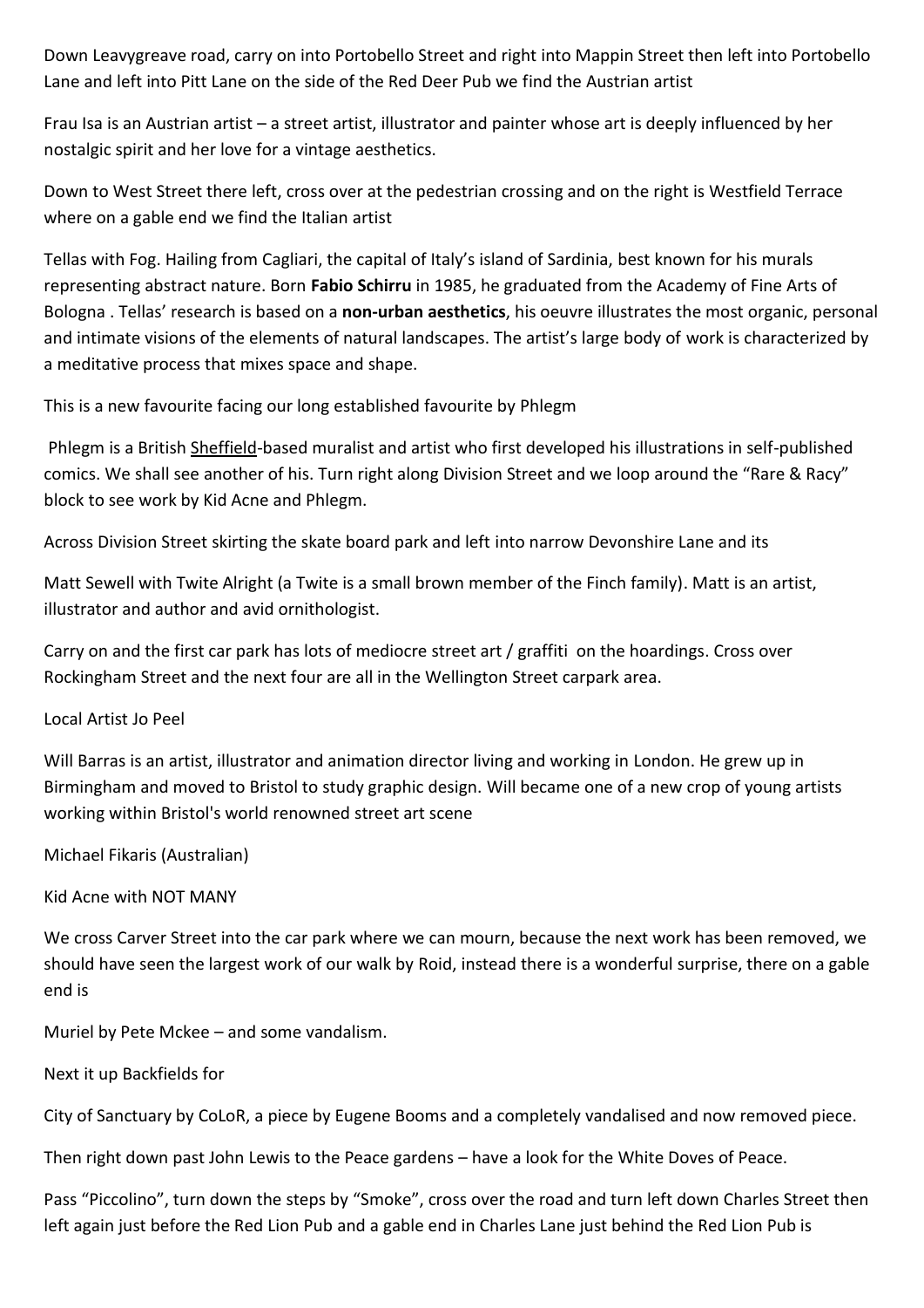Down Leavygreave road, carry on into Portobello Street and right into Mappin Street then left into Portobello Lane and left into Pitt Lane on the side of the Red Deer Pub we find the Austrian artist

Frau Isa is an Austrian artist – a street artist, illustrator and painter whose art is deeply influenced by her nostalgic spirit and her love for a vintage aesthetics.

Down to West Street there left, cross over at the pedestrian crossing and on the right is Westfield Terrace where on a gable end we find the Italian artist

Tellas with Fog. Hailing from Cagliari, the capital of Italy's island of Sardinia, best known for his murals representing abstract nature. Born **Fabio Schirru** in 1985, he graduated from the Academy of Fine Arts of Bologna . Tellas' research is based on a **non-urban aesthetics**, his oeuvre illustrates the most organic, personal and intimate visions of the elements of natural landscapes. The artist's large body of work is characterized by a meditative process that mixes space and shape.

This is a new favourite facing our long established favourite by Phlegm

Phlegm is a British Sheffield-based muralist and artist who first developed his illustrations in self-published comics. We shall see another of his. Turn right along Division Street and we loop around the "Rare & Racy" block to see work by Kid Acne and Phlegm.

Across Division Street skirting the skate board park and left into narrow Devonshire Lane and its

Matt Sewell with Twite Alright (a Twite is a small brown member of the Finch family). Matt is an artist, illustrator and author and avid ornithologist.

Carry on and the first car park has lots of mediocre street art / graffiti on the hoardings. Cross over Rockingham Street and the next four are all in the Wellington Street carpark area.

Local Artist Jo Peel

Will Barras is an artist, illustrator and animation director living and working in London. He grew up in Birmingham and moved to Bristol to study graphic design. Will became one of a new crop of young artists working within Bristol's world renowned street art scene

Michael Fikaris (Australian)

Kid Acne with NOT MANY

We cross Carver Street into the car park where we can mourn, because the next work has been removed, we should have seen the largest work of our walk by Roid, instead there is a wonderful surprise, there on a gable end is

Muriel by Pete Mckee – and some vandalism.

Next it up Backfields for

City of Sanctuary by CoLoR, a piece by Eugene Booms and a completely vandalised and now removed piece.

Then right down past John Lewis to the Peace gardens – have a look for the White Doves of Peace.

Pass "Piccolino", turn down the steps by "Smoke", cross over the road and turn left down Charles Street then left again just before the Red Lion Pub and a gable end in Charles Lane just behind the Red Lion Pub is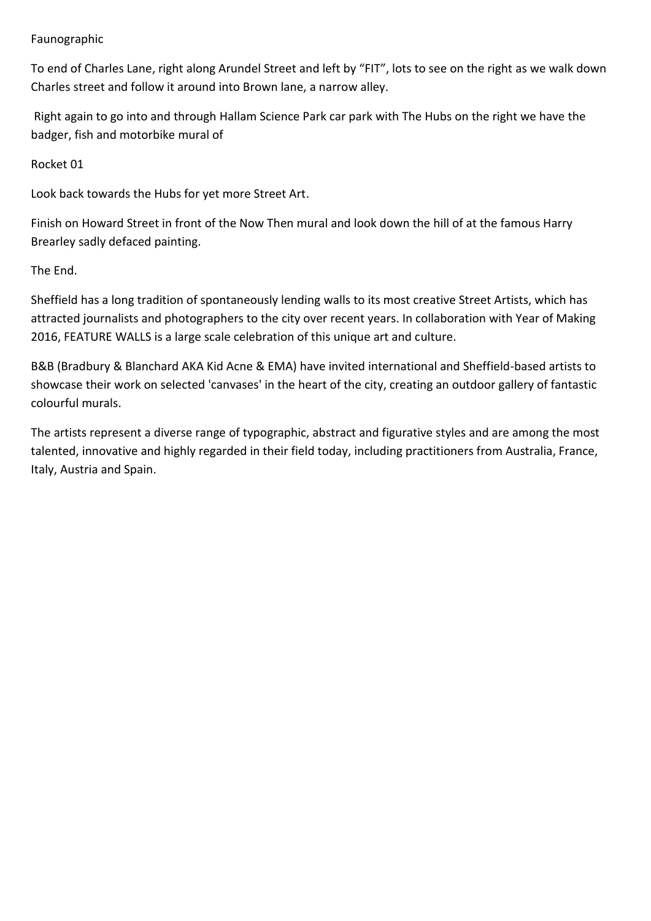Faunographic

To end of Charles Lane, right along Arundel Street and left by "FIT", lots to see on the right as we walk down Charles street and follow it around into Brown lane, a narrow alley.

Right again to go into and through Hallam Science Park car park with The Hubs on the right we have the badger, fish and motorbike mural of

Rocket 01

Look back towards the Hubs for yet more Street Art.

Finish on Howard Street in front of the Now Then mural and look down the hill of at the famous Harry Brearley sadly defaced painting.

The End.

Sheffield has a long tradition of spontaneously lending walls to its most creative Street Artists, which has attracted journalists and photographers to the city over recent years. In collaboration with Year of Making 2016, FEATURE WALLS is a large scale celebration of this unique art and culture.

B&B (Bradbury & Blanchard AKA Kid Acne & EMA) have invited international and Sheffield-based artists to showcase their work on selected 'canvases' in the heart of the city, creating an outdoor gallery of fantastic colourful murals.

The artists represent a diverse range of typographic, abstract and figurative styles and are among the most talented, innovative and highly regarded in their field today, including practitioners from Australia, France, Italy, Austria and Spain.